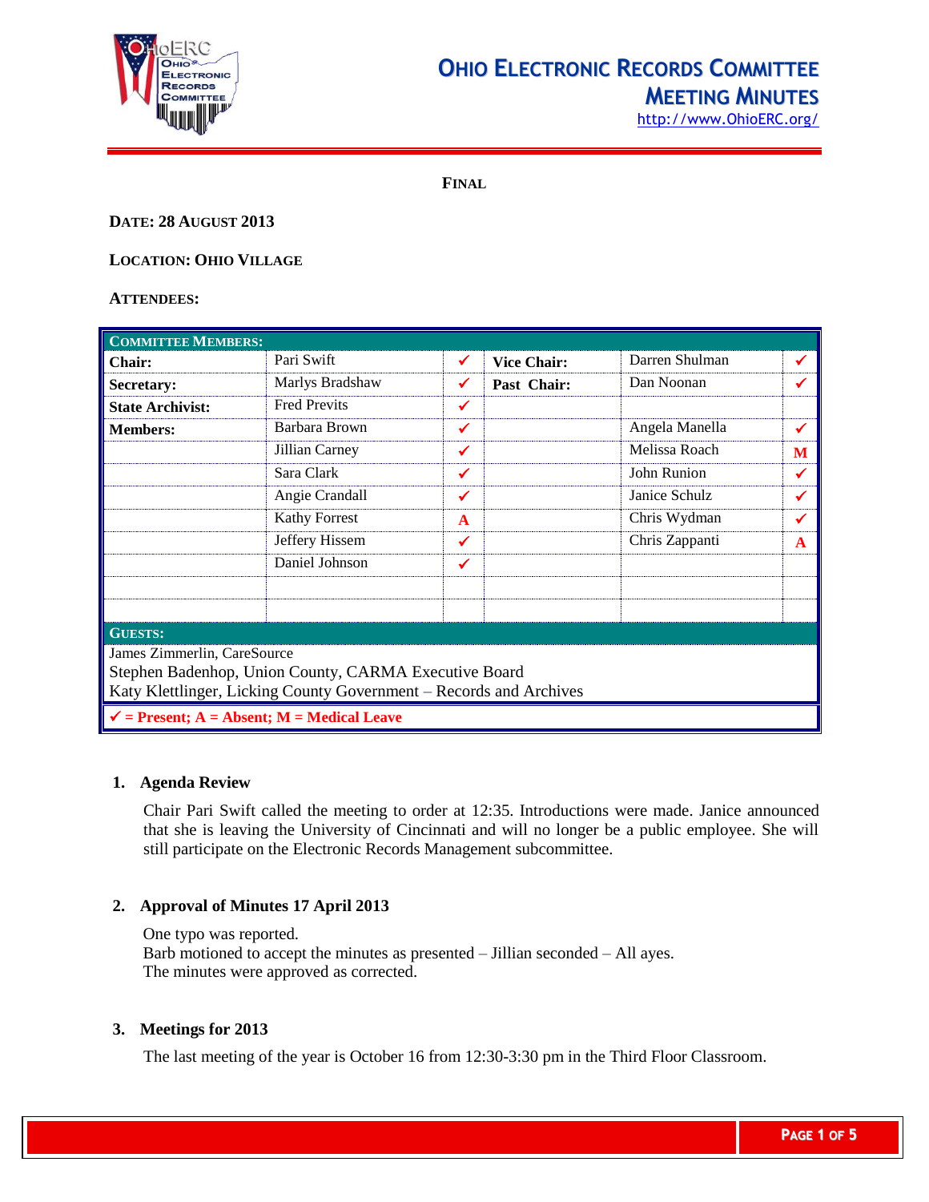# Ohio Electronic Records Committee Meeting Minutes

http://www.OhioERC.org/

**FINAL**

**DATE: 28 AUGUST 2013**

**LOCATION: OHIO VILLAGE**

**ATTENDEES:**

| **COMMITTEE MEMBERS:** | | | | | |
|---|---|---|---|---|---|
| **Chair:** | Pari Swift | ✓ | **Vice Chair:** | Darren Shulman | ✓ |
| **Secretary:** | Marlys Bradshaw | ✓ | **Past Chair:** | Dan Noonan | ✓ |
| **State Archivist:** | Fred Previts | ✓ | | | |
| **Members:** | Barbara Brown | ✓ | | Angela Manella | ✓ |
| | Jillian Carney | ✓ | | Melissa Roach | M |
| | Sara Clark | ✓ | | John Runion | ✓ |
| | Angie Crandall | ✓ | | Janice Schulz | ✓ |
| | Kathy Forrest | A | | Chris Wydman | ✓ |
| | Jeffery Hissem | ✓ | | Chris Zappanti | A |
| | Daniel Johnson | ✓ | | | |

**GUESTS:**

James Zimmerlin, CareSource
Stephen Badenhop, Union County, CARMA Executive Board
Katy Klettlinger, Licking County Government – Records and Archives

✓ = Present; A = Absent; M = Medical Leave

## 1. Agenda Review

Chair Pari Swift called the meeting to order at 12:35. Introductions were made. Janice announced that she is leaving the University of Cincinnati and will no longer be a public employee. She will still participate on the Electronic Records Management subcommittee.

## 2. Approval of Minutes 17 April 2013

One typo was reported.
Barb motioned to accept the minutes as presented – Jillian seconded – All ayes.
The minutes were approved as corrected.

## 3. Meetings for 2013

The last meeting of the year is October 16 from 12:30-3:30 pm in the Third Floor Classroom.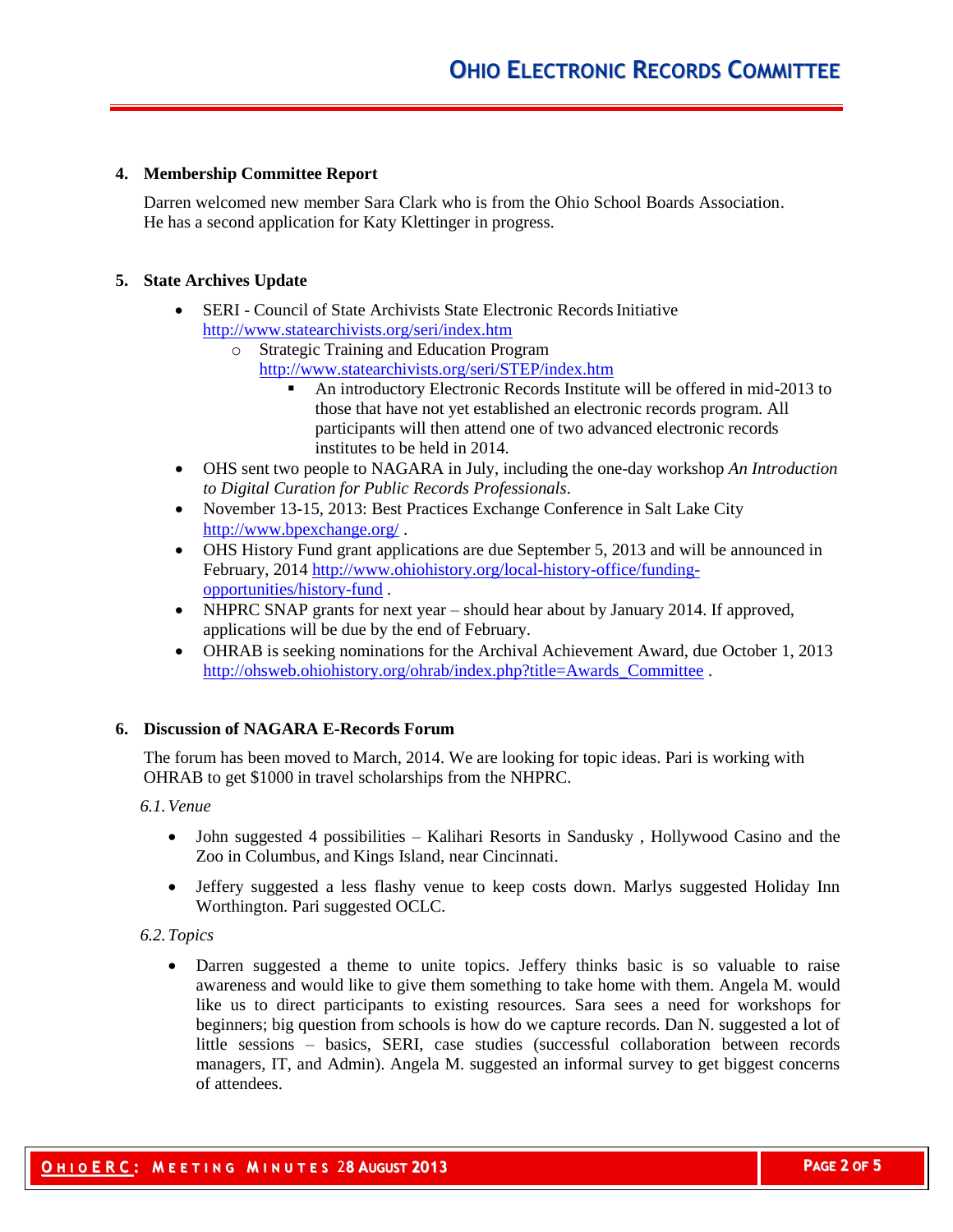## 4. Membership Committee Report

Darren welcomed new member Sara Clark who is from the Ohio School Boards Association. He has a second application for Katy Klettinger in progress.

## 5. State Archives Update

- SERI - Council of State Archivists State Electronic Records Initiative http://www.statearchivists.org/seri/index.htm
  - Strategic Training and Education Program http://www.statearchivists.org/seri/STEP/index.htm
    - An introductory Electronic Records Institute will be offered in mid-2013 to those that have not yet established an electronic records program. All participants will then attend one of two advanced electronic records institutes to be held in 2014.
- OHS sent two people to NAGARA in July, including the one-day workshop *An Introduction to Digital Curation for Public Records Professionals*.
- November 13-15, 2013: Best Practices Exchange Conference in Salt Lake City http://www.bpexchange.org/ .
- OHS History Fund grant applications are due September 5, 2013 and will be announced in February, 2014 http://www.ohiohistory.org/local-history-office/funding-opportunities/history-fund .
- NHPRC SNAP grants for next year – should hear about by January 2014. If approved, applications will be due by the end of February.
- OHRAB is seeking nominations for the Archival Achievement Award, due October 1, 2013 http://ohsweb.ohiohistory.org/ohrab/index.php?title=Awards_Committee .

## 6. Discussion of NAGARA E-Records Forum

The forum has been moved to March, 2014. We are looking for topic ideas. Pari is working with OHRAB to get $1000 in travel scholarships from the NHPRC.

### *6.1. Venue*

- John suggested 4 possibilities – Kalihari Resorts in Sandusky , Hollywood Casino and the Zoo in Columbus, and Kings Island, near Cincinnati.
- Jeffery suggested a less flashy venue to keep costs down. Marlys suggested Holiday Inn Worthington. Pari suggested OCLC.

### *6.2. Topics*

- Darren suggested a theme to unite topics. Jeffery thinks basic is so valuable to raise awareness and would like to give them something to take home with them. Angela M. would like us to direct participants to existing resources. Sara sees a need for workshops for beginners; big question from schools is how do we capture records. Dan N. suggested a lot of little sessions – basics, SERI, case studies (successful collaboration between records managers, IT, and Admin). Angela M. suggested an informal survey to get biggest concerns of attendees.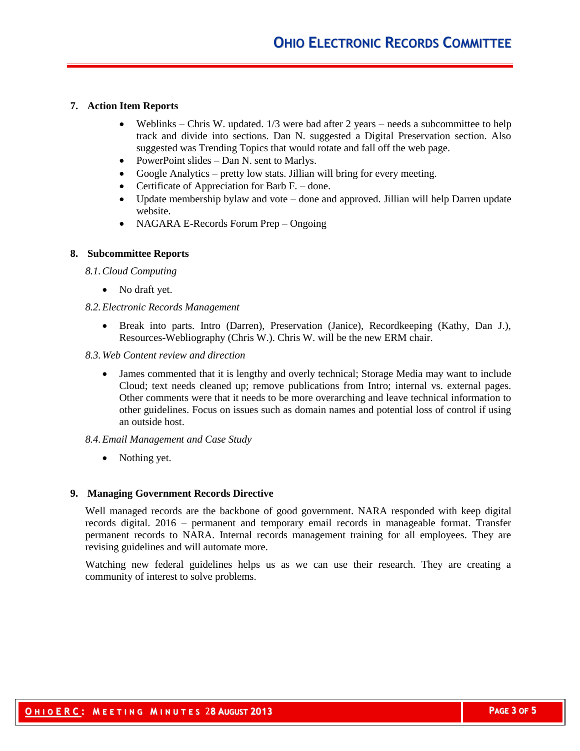## 7. Action Item Reports

- Weblinks – Chris W. updated. 1/3 were bad after 2 years – needs a subcommittee to help track and divide into sections. Dan N. suggested a Digital Preservation section. Also suggested was Trending Topics that would rotate and fall off the web page.
- PowerPoint slides – Dan N. sent to Marlys.
- Google Analytics – pretty low stats. Jillian will bring for every meeting.
- Certificate of Appreciation for Barb F. – done.
- Update membership bylaw and vote – done and approved. Jillian will help Darren update website.
- NAGARA E-Records Forum Prep – Ongoing

## 8. Subcommittee Reports

*8.1. Cloud Computing*

- No draft yet.

*8.2. Electronic Records Management*

- Break into parts. Intro (Darren), Preservation (Janice), Recordkeeping (Kathy, Dan J.), Resources-Webliography (Chris W.). Chris W. will be the new ERM chair.

*8.3. Web Content review and direction*

- James commented that it is lengthy and overly technical; Storage Media may want to include Cloud; text needs cleaned up; remove publications from Intro; internal vs. external pages. Other comments were that it needs to be more overarching and leave technical information to other guidelines. Focus on issues such as domain names and potential loss of control if using an outside host.

*8.4. Email Management and Case Study*

- Nothing yet.

## 9. Managing Government Records Directive

Well managed records are the backbone of good government. NARA responded with keep digital records digital. 2016 – permanent and temporary email records in manageable format. Transfer permanent records to NARA. Internal records management training for all employees. They are revising guidelines and will automate more.

Watching new federal guidelines helps us as we can use their research. They are creating a community of interest to solve problems.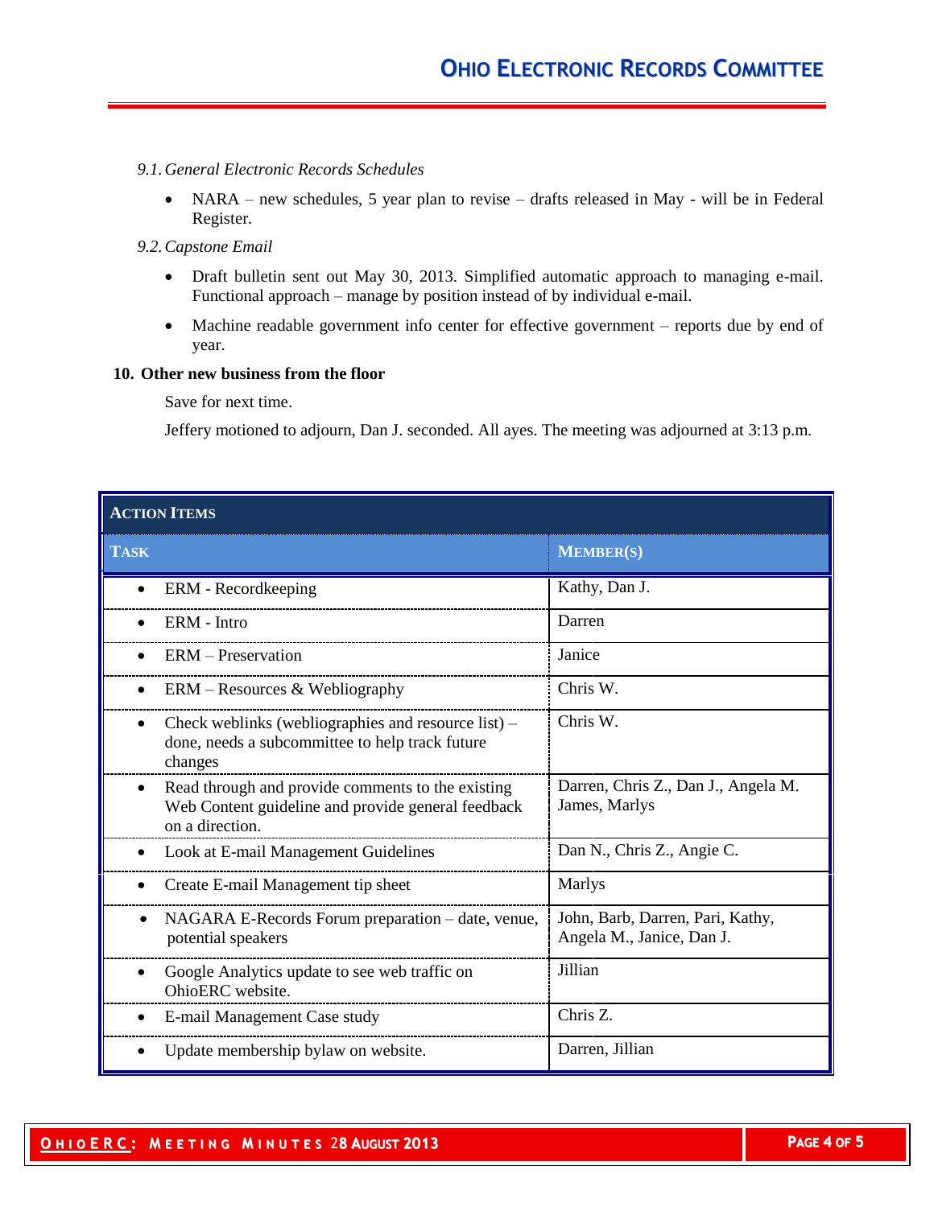*9.1. General Electronic Records Schedules*

- NARA – new schedules, 5 year plan to revise – drafts released in May - will be in Federal Register.

*9.2. Capstone Email*

- Draft bulletin sent out May 30, 2013. Simplified automatic approach to managing e-mail. Functional approach – manage by position instead of by individual e-mail.
- Machine readable government info center for effective government – reports due by end of year.

**10. Other new business from the floor**

Save for next time.

Jeffery motioned to adjourn, Dan J. seconded. All ayes. The meeting was adjourned at 3:13 p.m.

| **ACTION ITEMS** | |
|---|---|
| **TASK** | **MEMBER(S)** |
| • ERM - Recordkeeping | Kathy, Dan J. |
| • ERM - Intro | Darren |
| • ERM – Preservation | Janice |
| • ERM – Resources & Webliography | Chris W. |
| • Check weblinks (webliographies and resource list) – done, needs a subcommittee to help track future changes | Chris W. |
| • Read through and provide comments to the existing Web Content guideline and provide general feedback on a direction. | Darren, Chris Z., Dan J., Angela M. James, Marlys |
| • Look at E-mail Management Guidelines | Dan N., Chris Z., Angie C. |
| • Create E-mail Management tip sheet | Marlys |
| • NAGARA E-Records Forum preparation – date, venue, potential speakers | John, Barb, Darren, Pari, Kathy, Angela M., Janice, Dan J. |
| • Google Analytics update to see web traffic on OhioERC website. | Jillian |
| • E-mail Management Case study | Chris Z. |
| • Update membership bylaw on website. | Darren, Jillian |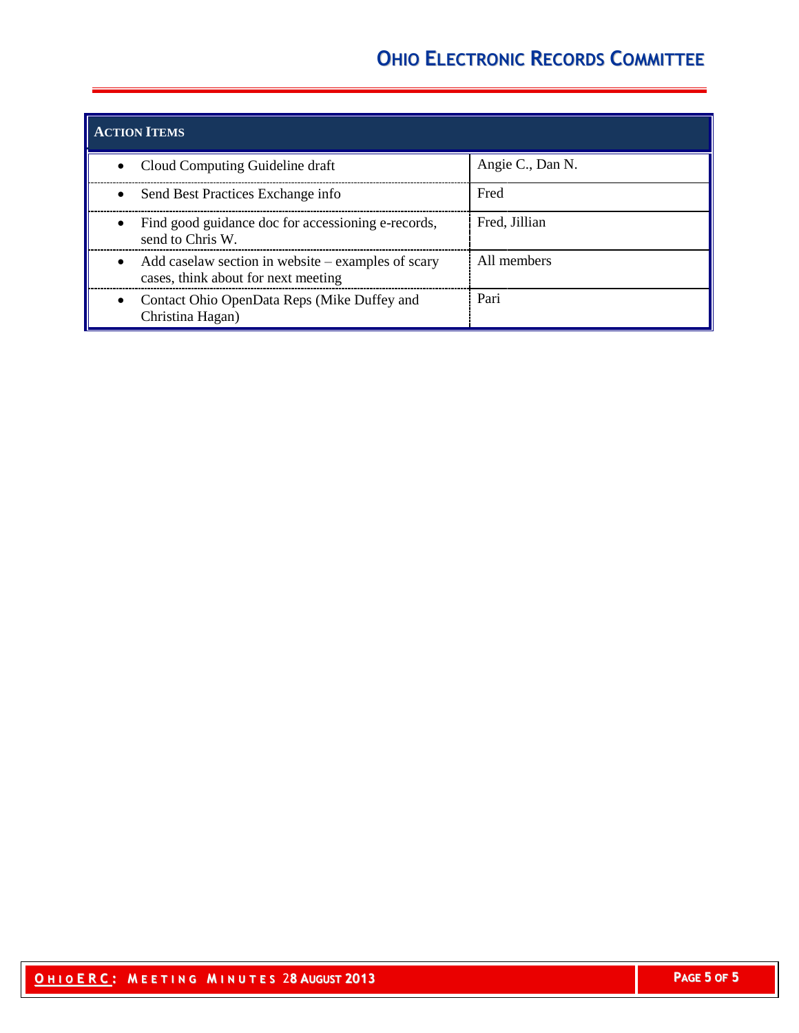## Action Items

| | |
|---|---|
| • Cloud Computing Guideline draft | Angie C., Dan N. |
| • Send Best Practices Exchange info | Fred |
| • Find good guidance doc for accessioning e-records, send to Chris W. | Fred, Jillian |
| • Add caselaw section in website – examples of scary cases, think about for next meeting | All members |
| • Contact Ohio OpenData Reps (Mike Duffey and Christina Hagan) | Pari |